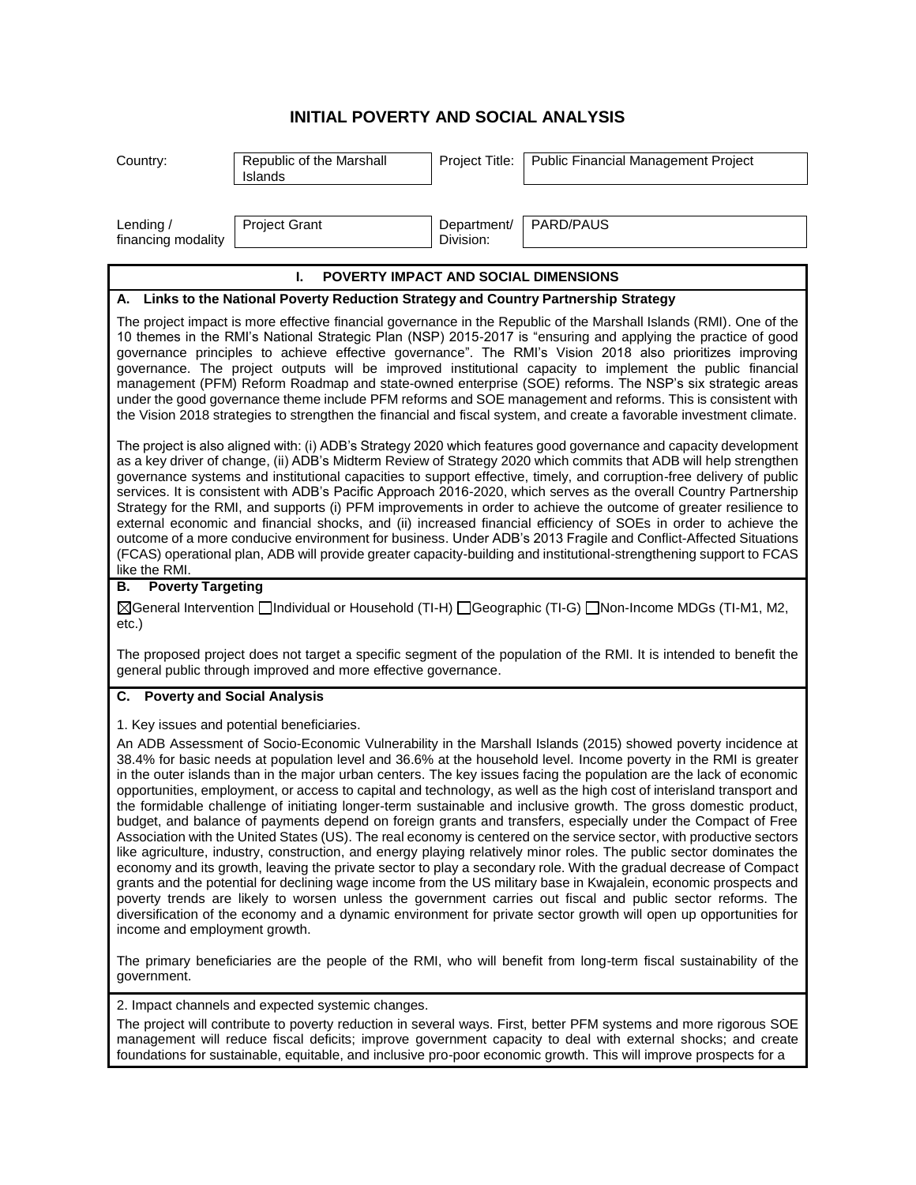# INITIAL POVERTY AND SOCIAL ANALYSIS

| Country: | Republic of the Marshall Islands | Project Title: | Public Financial Management Project |
|---|---|---|---|
| Lending / financing modality | Project Grant | Department/ Division: | PARD/PAUS |

## I. POVERTY IMPACT AND SOCIAL DIMENSIONS

### A. Links to the National Poverty Reduction Strategy and Country Partnership Strategy

The project impact is more effective financial governance in the Republic of the Marshall Islands (RMI). One of the 10 themes in the RMI's National Strategic Plan (NSP) 2015-2017 is "ensuring and applying the practice of good governance principles to achieve effective governance". The RMI's Vision 2018 also prioritizes improving governance. The project outputs will be improved institutional capacity to implement the public financial management (PFM) Reform Roadmap and state-owned enterprise (SOE) reforms. The NSP's six strategic areas under the good governance theme include PFM reforms and SOE management and reforms. This is consistent with the Vision 2018 strategies to strengthen the financial and fiscal system, and create a favorable investment climate.

The project is also aligned with: (i) ADB's Strategy 2020 which features good governance and capacity development as a key driver of change, (ii) ADB's Midterm Review of Strategy 2020 which commits that ADB will help strengthen governance systems and institutional capacities to support effective, timely, and corruption-free delivery of public services. It is consistent with ADB's Pacific Approach 2016-2020, which serves as the overall Country Partnership Strategy for the RMI, and supports (i) PFM improvements in order to achieve the outcome of greater resilience to external economic and financial shocks, and (ii) increased financial efficiency of SOEs in order to achieve the outcome of a more conducive environment for business. Under ADB's 2013 Fragile and Conflict-Affected Situations (FCAS) operational plan, ADB will provide greater capacity-building and institutional-strengthening support to FCAS like the RMI.

### B. Poverty Targeting

☒General Intervention ☐Individual or Household (TI-H) ☐Geographic (TI-G) ☐Non-Income MDGs (TI-M1, M2, etc.)

The proposed project does not target a specific segment of the population of the RMI. It is intended to benefit the general public through improved and more effective governance.

### C. Poverty and Social Analysis

1. Key issues and potential beneficiaries.

An ADB Assessment of Socio-Economic Vulnerability in the Marshall Islands (2015) showed poverty incidence at 38.4% for basic needs at population level and 36.6% at the household level. Income poverty in the RMI is greater in the outer islands than in the major urban centers. The key issues facing the population are the lack of economic opportunities, employment, or access to capital and technology, as well as the high cost of interisland transport and the formidable challenge of initiating longer-term sustainable and inclusive growth. The gross domestic product, budget, and balance of payments depend on foreign grants and transfers, especially under the Compact of Free Association with the United States (US). The real economy is centered on the service sector, with productive sectors like agriculture, industry, construction, and energy playing relatively minor roles. The public sector dominates the economy and its growth, leaving the private sector to play a secondary role. With the gradual decrease of Compact grants and the potential for declining wage income from the US military base in Kwajalein, economic prospects and poverty trends are likely to worsen unless the government carries out fiscal and public sector reforms. The diversification of the economy and a dynamic environment for private sector growth will open up opportunities for income and employment growth.

The primary beneficiaries are the people of the RMI, who will benefit from long-term fiscal sustainability of the government.

2. Impact channels and expected systemic changes.

The project will contribute to poverty reduction in several ways. First, better PFM systems and more rigorous SOE management will reduce fiscal deficits; improve government capacity to deal with external shocks; and create foundations for sustainable, equitable, and inclusive pro-poor economic growth. This will improve prospects for a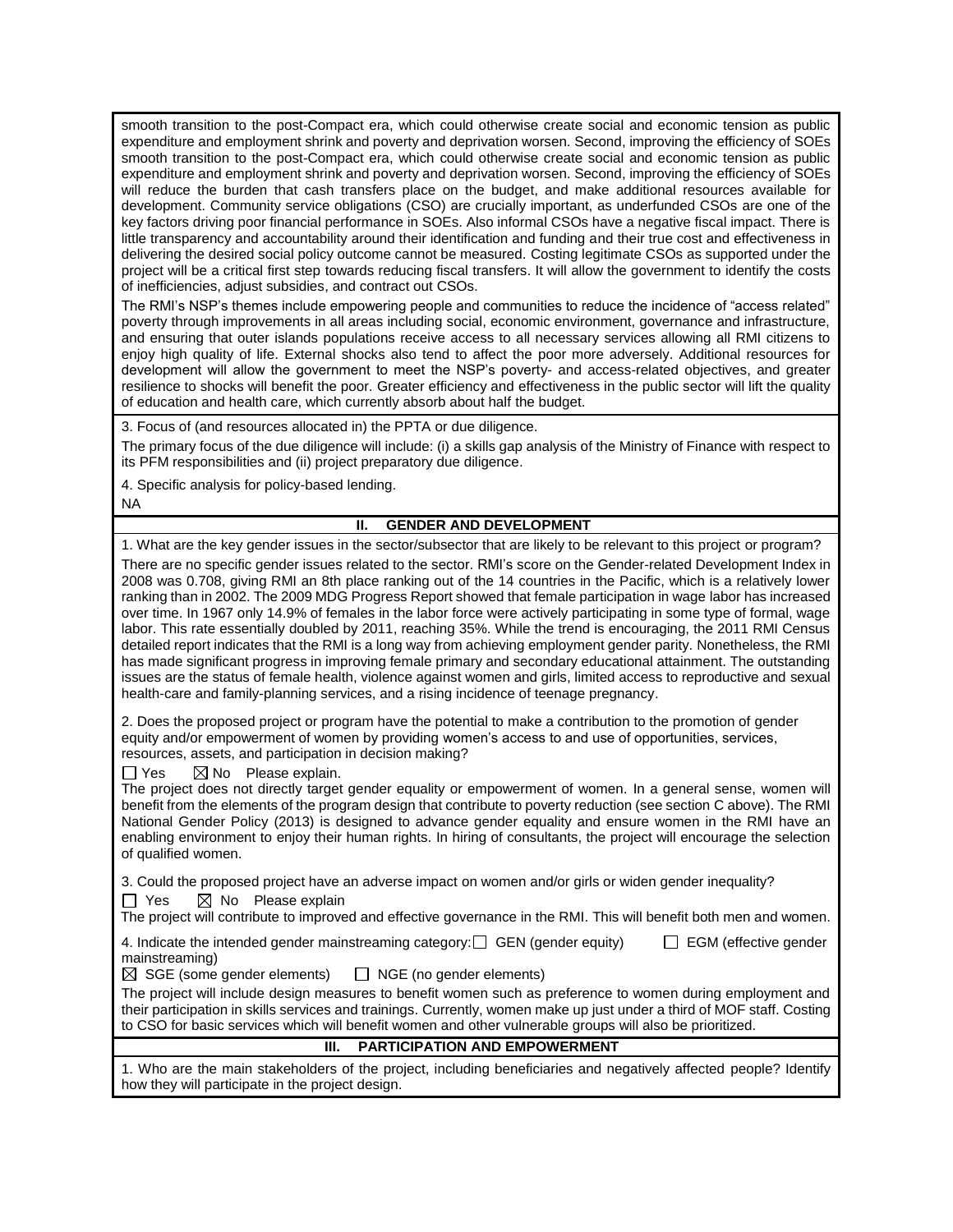smooth transition to the post-Compact era, which could otherwise create social and economic tension as public expenditure and employment shrink and poverty and deprivation worsen. Second, improving the efficiency of SOEs smooth transition to the post-Compact era, which could otherwise create social and economic tension as public expenditure and employment shrink and poverty and deprivation worsen. Second, improving the efficiency of SOEs will reduce the burden that cash transfers place on the budget, and make additional resources available for development. Community service obligations (CSO) are crucially important, as underfunded CSOs are one of the key factors driving poor financial performance in SOEs. Also informal CSOs have a negative fiscal impact. There is little transparency and accountability around their identification and funding and their true cost and effectiveness in delivering the desired social policy outcome cannot be measured. Costing legitimate CSOs as supported under the project will be a critical first step towards reducing fiscal transfers. It will allow the government to identify the costs of inefficiencies, adjust subsidies, and contract out CSOs.

The RMI's NSP's themes include empowering people and communities to reduce the incidence of "access related" poverty through improvements in all areas including social, economic environment, governance and infrastructure, and ensuring that outer islands populations receive access to all necessary services allowing all RMI citizens to enjoy high quality of life. External shocks also tend to affect the poor more adversely. Additional resources for development will allow the government to meet the NSP's poverty- and access-related objectives, and greater resilience to shocks will benefit the poor. Greater efficiency and effectiveness in the public sector will lift the quality of education and health care, which currently absorb about half the budget.

3. Focus of (and resources allocated in) the PPTA or due diligence.

The primary focus of the due diligence will include: (i) a skills gap analysis of the Ministry of Finance with respect to its PFM responsibilities and (ii) project preparatory due diligence.

4. Specific analysis for policy-based lending.

NA

## II. GENDER AND DEVELOPMENT

1. What are the key gender issues in the sector/subsector that are likely to be relevant to this project or program?

There are no specific gender issues related to the sector. RMI's score on the Gender-related Development Index in 2008 was 0.708, giving RMI an 8th place ranking out of the 14 countries in the Pacific, which is a relatively lower ranking than in 2002. The 2009 MDG Progress Report showed that female participation in wage labor has increased over time. In 1967 only 14.9% of females in the labor force were actively participating in some type of formal, wage labor. This rate essentially doubled by 2011, reaching 35%. While the trend is encouraging, the 2011 RMI Census detailed report indicates that the RMI is a long way from achieving employment gender parity. Nonetheless, the RMI has made significant progress in improving female primary and secondary educational attainment. The outstanding issues are the status of female health, violence against women and girls, limited access to reproductive and sexual health-care and family-planning services, and a rising incidence of teenage pregnancy.

2. Does the proposed project or program have the potential to make a contribution to the promotion of gender equity and/or empowerment of women by providing women's access to and use of opportunities, services, resources, assets, and participation in decision making?

☐ Yes ☒ No Please explain.

The project does not directly target gender equality or empowerment of women. In a general sense, women will benefit from the elements of the program design that contribute to poverty reduction (see section C above). The RMI National Gender Policy (2013) is designed to advance gender equality and ensure women in the RMI have an enabling environment to enjoy their human rights. In hiring of consultants, the project will encourage the selection of qualified women.

3. Could the proposed project have an adverse impact on women and/or girls or widen gender inequality?

☐ Yes ☒ No Please explain

The project will contribute to improved and effective governance in the RMI. This will benefit both men and women.

4. Indicate the intended gender mainstreaming category: ☐ GEN (gender equity) ☐ EGM (effective gender mainstreaming)

☒ SGE (some gender elements) ☐ NGE (no gender elements)

The project will include design measures to benefit women such as preference to women during employment and their participation in skills services and trainings. Currently, women make up just under a third of MOF staff. Costing to CSO for basic services which will benefit women and other vulnerable groups will also be prioritized.

## III. PARTICIPATION AND EMPOWERMENT

1. Who are the main stakeholders of the project, including beneficiaries and negatively affected people? Identify how they will participate in the project design.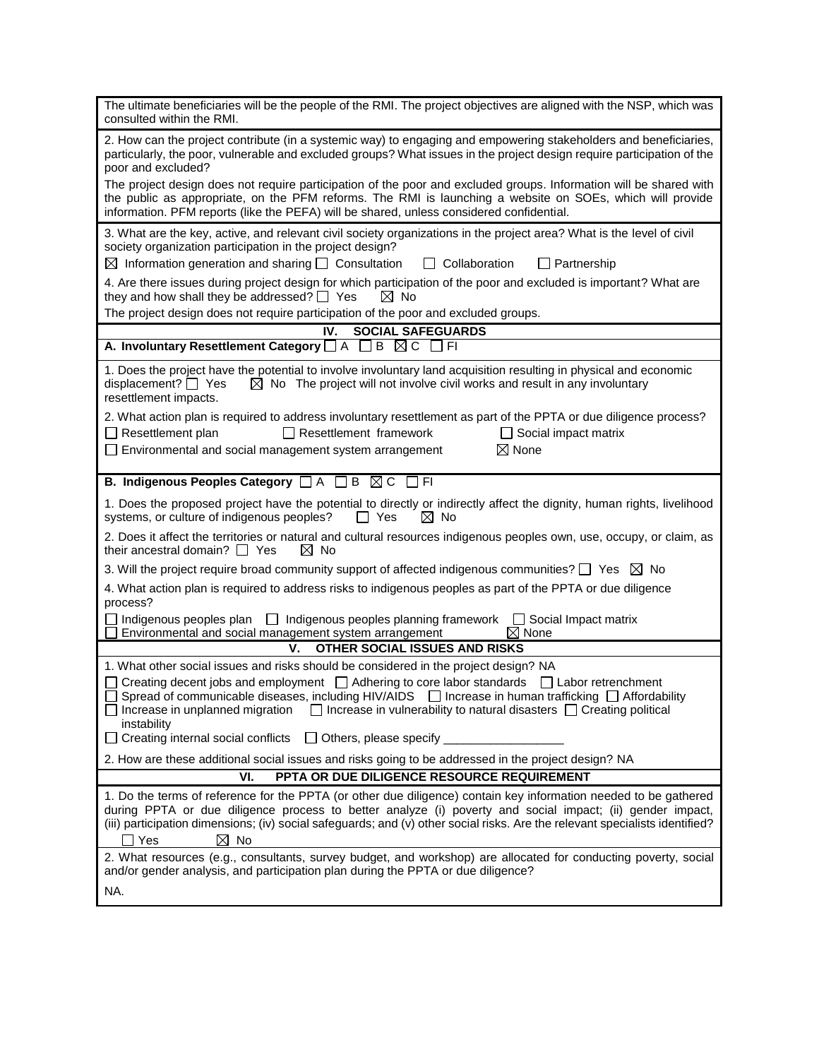The ultimate beneficiaries will be the people of the RMI. The project objectives are aligned with the NSP, which was consulted within the RMI.

2. How can the project contribute (in a systemic way) to engaging and empowering stakeholders and beneficiaries, particularly, the poor, vulnerable and excluded groups? What issues in the project design require participation of the poor and excluded?

The project design does not require participation of the poor and excluded groups. Information will be shared with the public as appropriate, on the PFM reforms. The RMI is launching a website on SOEs, which will provide information. PFM reports (like the PEFA) will be shared, unless considered confidential.

3. What are the key, active, and relevant civil society organizations in the project area? What is the level of civil society organization participation in the project design?

☒ Information generation and sharing ☐ Consultation ☐ Collaboration ☐ Partnership

4. Are there issues during project design for which participation of the poor and excluded is important? What are they and how shall they be addressed? ☐ Yes ☒ No

The project design does not require participation of the poor and excluded groups.

## IV. SOCIAL SAFEGUARDS

**A. Involuntary Resettlement Category** ☐ A ☐ B ☒ C ☐ FI

1. Does the project have the potential to involve involuntary land acquisition resulting in physical and economic displacement? ☐ Yes ☒ No The project will not involve civil works and result in any involuntary resettlement impacts.

2. What action plan is required to address involuntary resettlement as part of the PPTA or due diligence process?

☐ Resettlement plan ☐ Resettlement framework ☐ Social impact matrix
☐ Environmental and social management system arrangement ☒ None

**B. Indigenous Peoples Category** ☐ A ☐ B ☒ C ☐ FI

1. Does the proposed project have the potential to directly or indirectly affect the dignity, human rights, livelihood systems, or culture of indigenous peoples? ☐ Yes ☒ No

2. Does it affect the territories or natural and cultural resources indigenous peoples own, use, occupy, or claim, as their ancestral domain? ☐ Yes ☒ No

3. Will the project require broad community support of affected indigenous communities? ☐ Yes ☒ No

4. What action plan is required to address risks to indigenous peoples as part of the PPTA or due diligence process?

☐ Indigenous peoples plan ☐ Indigenous peoples planning framework ☐ Social Impact matrix
☐ Environmental and social management system arrangement ☒ None

## V. OTHER SOCIAL ISSUES AND RISKS

1. What other social issues and risks should be considered in the project design? NA

☐ Creating decent jobs and employment ☐ Adhering to core labor standards ☐ Labor retrenchment
☐ Spread of communicable diseases, including HIV/AIDS ☐ Increase in human trafficking ☐ Affordability
☐ Increase in unplanned migration ☐ Increase in vulnerability to natural disasters ☐ Creating political instability
☐ Creating internal social conflicts ☐ Others, please specify __________________

2. How are these additional social issues and risks going to be addressed in the project design? NA

## VI. PPTA OR DUE DILIGENCE RESOURCE REQUIREMENT

1. Do the terms of reference for the PPTA (or other due diligence) contain key information needed to be gathered during PPTA or due diligence process to better analyze (i) poverty and social impact; (ii) gender impact, (iii) participation dimensions; (iv) social safeguards; and (v) other social risks. Are the relevant specialists identified?

☐ Yes ☒ No

2. What resources (e.g., consultants, survey budget, and workshop) are allocated for conducting poverty, social and/or gender analysis, and participation plan during the PPTA or due diligence?

NA.